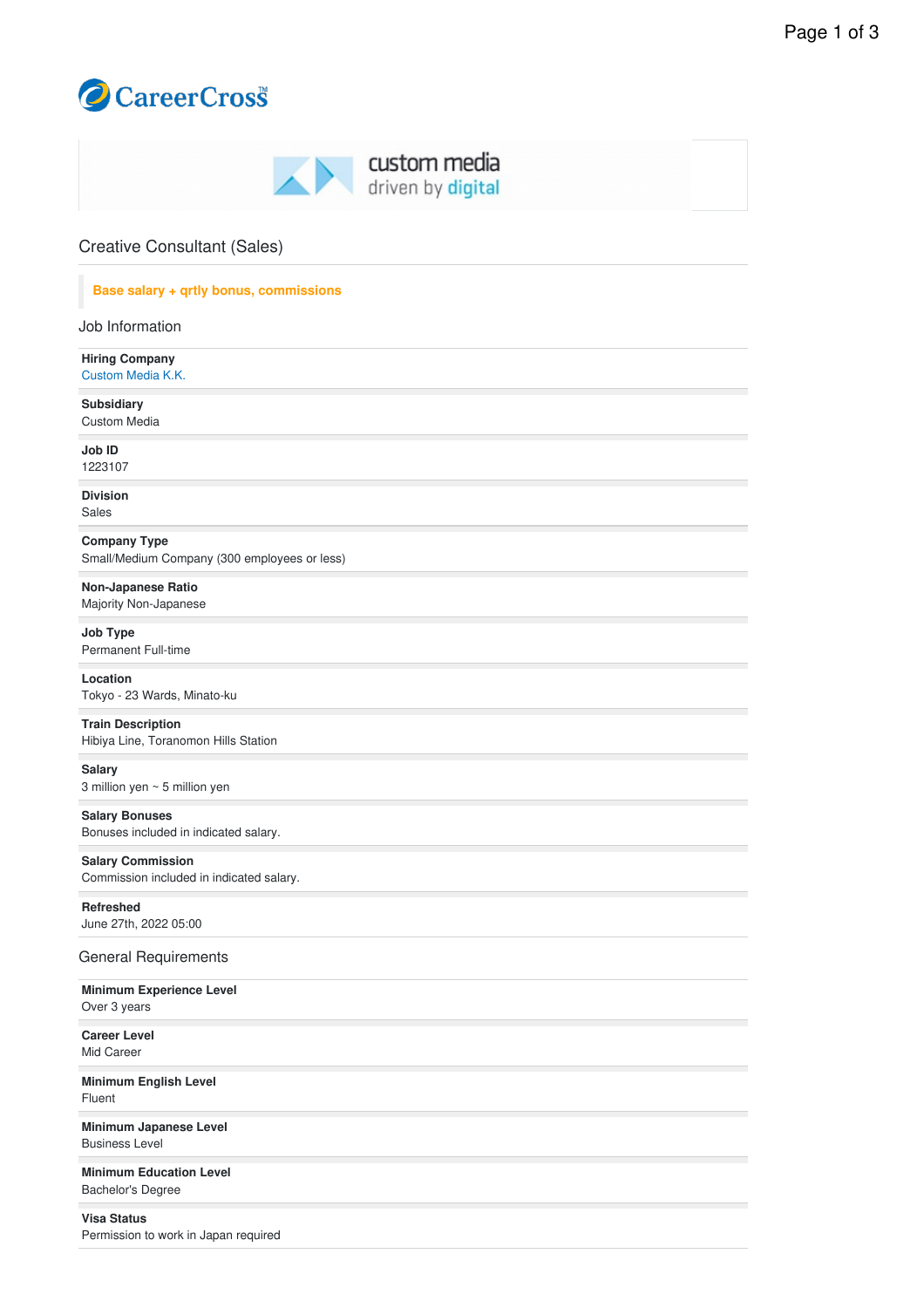CareerCross

custom media
driven by digital

# Creative Consultant (Sales)

**Base salary + qrtly bonus, commissions**

## Job Information

**Hiring Company**
Custom Media K.K.

**Subsidiary**
Custom Media

**Job ID**
1223107

**Division**
Sales

**Company Type**
Small/Medium Company (300 employees or less)

**Non-Japanese Ratio**
Majority Non-Japanese

**Job Type**
Permanent Full-time

**Location**
Tokyo - 23 Wards, Minato-ku

**Train Description**
Hibiya Line, Toranomon Hills Station

**Salary**
3 million yen ~ 5 million yen

**Salary Bonuses**
Bonuses included in indicated salary.

**Salary Commission**
Commission included in indicated salary.

**Refreshed**
June 27th, 2022 05:00

## General Requirements

**Minimum Experience Level**
Over 3 years

**Career Level**
Mid Career

**Minimum English Level**
Fluent

**Minimum Japanese Level**
Business Level

**Minimum Education Level**
Bachelor's Degree

**Visa Status**
Permission to work in Japan required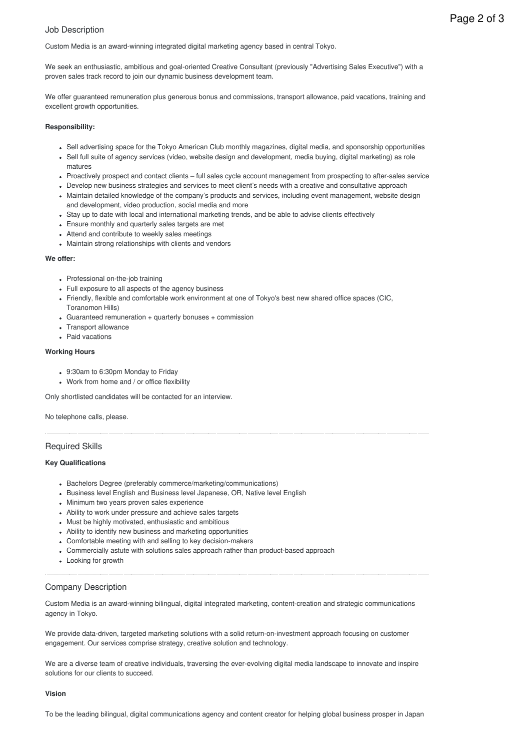## Job Description

Custom Media is an award-winning integrated digital marketing agency based in central Tokyo.

We seek an enthusiastic, ambitious and goal-oriented Creative Consultant (previously "Advertising Sales Executive") with a proven sales track record to join our dynamic business development team.

We offer guaranteed remuneration plus generous bonus and commissions, transport allowance, paid vacations, training and excellent growth opportunities.

**Responsibility:**

- Sell advertising space for the Tokyo American Club monthly magazines, digital media, and sponsorship opportunities
- Sell full suite of agency services (video, website design and development, media buying, digital marketing) as role matures
- Proactively prospect and contact clients – full sales cycle account management from prospecting to after-sales service
- Develop new business strategies and services to meet client's needs with a creative and consultative approach
- Maintain detailed knowledge of the company's products and services, including event management, website design and development, video production, social media and more
- Stay up to date with local and international marketing trends, and be able to advise clients effectively
- Ensure monthly and quarterly sales targets are met
- Attend and contribute to weekly sales meetings
- Maintain strong relationships with clients and vendors

**We offer:**

- Professional on-the-job training
- Full exposure to all aspects of the agency business
- Friendly, flexible and comfortable work environment at one of Tokyo's best new shared office spaces (CIC, Toranomon Hills)
- Guaranteed remuneration + quarterly bonuses + commission
- Transport allowance
- Paid vacations

**Working Hours**

- 9:30am to 6:30pm Monday to Friday
- Work from home and / or office flexibility

Only shortlisted candidates will be contacted for an interview.

No telephone calls, please.

## Required Skills

**Key Qualifications**

- Bachelors Degree (preferably commerce/marketing/communications)
- Business level English and Business level Japanese, OR, Native level English
- Minimum two years proven sales experience
- Ability to work under pressure and achieve sales targets
- Must be highly motivated, enthusiastic and ambitious
- Ability to identify new business and marketing opportunities
- Comfortable meeting with and selling to key decision-makers
- Commercially astute with solutions sales approach rather than product-based approach
- Looking for growth

## Company Description

Custom Media is an award-winning bilingual, digital integrated marketing, content-creation and strategic communications agency in Tokyo.

We provide data-driven, targeted marketing solutions with a solid return-on-investment approach focusing on customer engagement. Our services comprise strategy, creative solution and technology.

We are a diverse team of creative individuals, traversing the ever-evolving digital media landscape to innovate and inspire solutions for our clients to succeed.

**Vision**

To be the leading bilingual, digital communications agency and content creator for helping global business prosper in Japan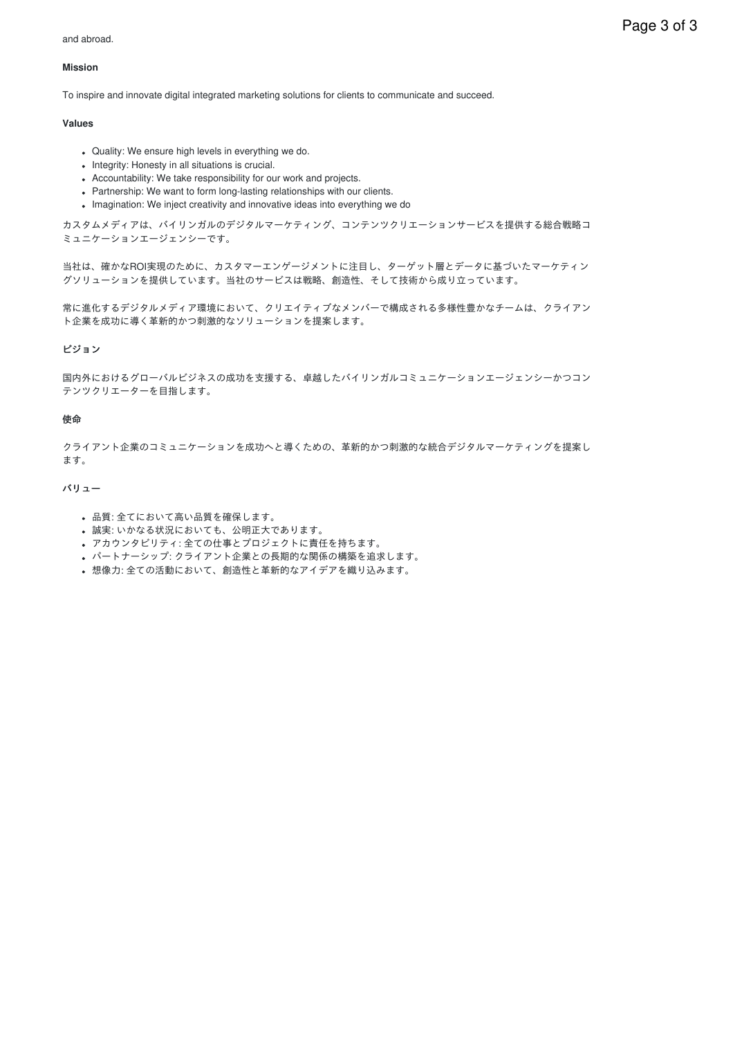and abroad.

**Mission**

To inspire and innovate digital integrated marketing solutions for clients to communicate and succeed.

**Values**

- Quality: We ensure high levels in everything we do.
- Integrity: Honesty in all situations is crucial.
- Accountability: We take responsibility for our work and projects.
- Partnership: We want to form long-lasting relationships with our clients.
- Imagination: We inject creativity and innovative ideas into everything we do

カスタムメディアは、バイリンガルのデジタルマーケティング、コンテンツクリエーションサービスを提供する総合戦略コミュニケーションエージェンシーです。

当社は、確かなROI実現のために、カスタマーエンゲージメントに注目し、ターゲット層とデータに基づいたマーケティングソリューションを提供しています。当社のサービスは戦略、創造性、そして技術から成り立っています。

常に進化するデジタルメディア環境において、クリエイティブなメンバーで構成される多様性豊かなチームは、クライアント企業を成功に導く革新的かつ刺激的なソリューションを提案します。

**ビジョン**

国内外におけるグローバルビジネスの成功を支援する、卓越したバイリンガルコミュニケーションエージェンシーかつコンテンツクリエーターを目指します。

**使命**

クライアント企業のコミュニケーションを成功へと導くための、革新的かつ刺激的な統合デジタルマーケティングを提案します。

**バリュー**

- 品質: 全てにおいて高い品質を確保します。
- 誠実: いかなる状況においても、公明正大であります。
- アカウンタビリティ: 全ての仕事とプロジェクトに責任を持ちます。
- パートナーシップ: クライアント企業との長期的な関係の構築を追求します。
- 想像力: 全ての活動において、創造性と革新的なアイデアを織り込みます。